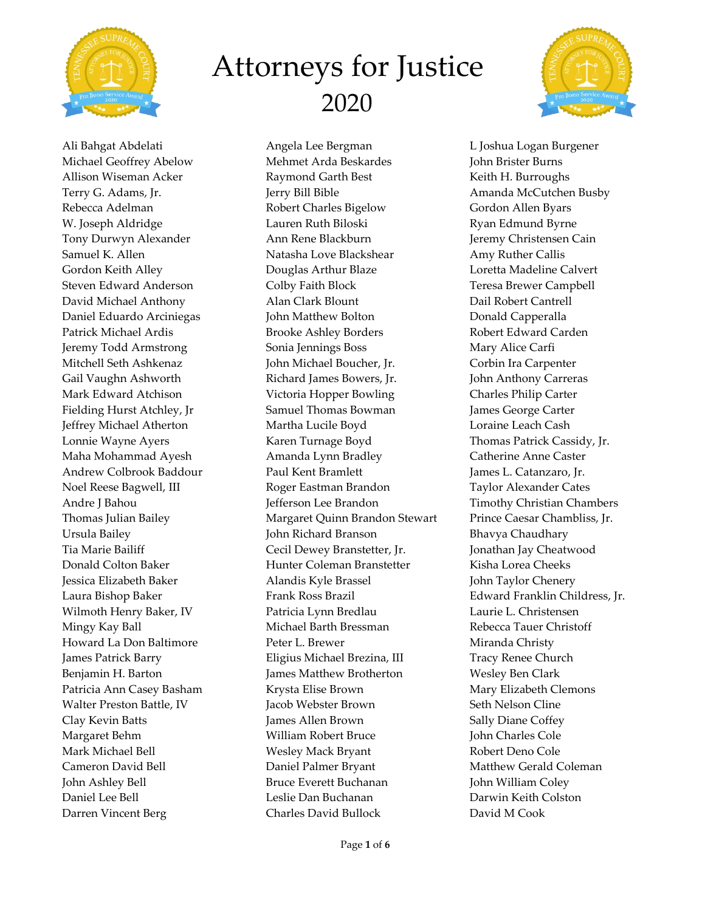# Attorneys for Justice
## 2020

Ali Bahgat Abdelati
Michael Geoffrey Abelow
Allison Wiseman Acker
Terry G. Adams, Jr.
Rebecca Adelman
W. Joseph Aldridge
Tony Durwyn Alexander
Samuel K. Allen
Gordon Keith Alley
Steven Edward Anderson
David Michael Anthony
Daniel Eduardo Arciniegas
Patrick Michael Ardis
Jeremy Todd Armstrong
Mitchell Seth Ashkenaz
Gail Vaughn Ashworth
Mark Edward Atchison
Fielding Hurst Atchley, Jr
Jeffrey Michael Atherton
Lonnie Wayne Ayers
Maha Mohammad Ayesh
Andrew Colbrook Baddour
Noel Reese Bagwell, III
Andre J Bahou
Thomas Julian Bailey
Ursula Bailey
Tia Marie Bailiff
Donald Colton Baker
Jessica Elizabeth Baker
Laura Bishop Baker
Wilmoth Henry Baker, IV
Mingy Kay Ball
Howard La Don Baltimore
James Patrick Barry
Benjamin H. Barton
Patricia Ann Casey Basham
Walter Preston Battle, IV
Clay Kevin Batts
Margaret Behm
Mark Michael Bell
Cameron David Bell
John Ashley Bell
Daniel Lee Bell
Darren Vincent Berg
Angela Lee Bergman
Mehmet Arda Beskardes
Raymond Garth Best
Jerry Bill Bible
Robert Charles Bigelow
Lauren Ruth Biloski
Ann Rene Blackburn
Natasha Love Blackshear
Douglas Arthur Blaze
Colby Faith Block
Alan Clark Blount
John Matthew Bolton
Brooke Ashley Borders
Sonia Jennings Boss
John Michael Boucher, Jr.
Richard James Bowers, Jr.
Victoria Hopper Bowling
Samuel Thomas Bowman
Martha Lucile Boyd
Karen Turnage Boyd
Amanda Lynn Bradley
Paul Kent Bramlett
Roger Eastman Brandon
Jefferson Lee Brandon
Margaret Quinn Brandon Stewart
John Richard Branson
Cecil Dewey Branstetter, Jr.
Hunter Coleman Branstetter
Alandis Kyle Brassel
Frank Ross Brazil
Patricia Lynn Bredlau
Michael Barth Bressman
Peter L. Brewer
Eligius Michael Brezina, III
James Matthew Brotherton
Krysta Elise Brown
Jacob Webster Brown
James Allen Brown
William Robert Bruce
Wesley Mack Bryant
Daniel Palmer Bryant
Bruce Everett Buchanan
Leslie Dan Buchanan
Charles David Bullock
L Joshua Logan Burgener
John Brister Burns
Keith H. Burroughs
Amanda McCutchen Busby
Gordon Allen Byars
Ryan Edmund Byrne
Jeremy Christensen Cain
Amy Ruther Callis
Loretta Madeline Calvert
Teresa Brewer Campbell
Dail Robert Cantrell
Donald Capperalla
Robert Edward Carden
Mary Alice Carfi
Corbin Ira Carpenter
John Anthony Carreras
Charles Philip Carter
James George Carter
Loraine Leach Cash
Thomas Patrick Cassidy, Jr.
Catherine Anne Caster
James L. Catanzaro, Jr.
Taylor Alexander Cates
Timothy Christian Chambers
Prince Caesar Chambliss, Jr.
Bhavya Chaudhary
Jonathan Jay Cheatwood
Kisha Lorea Cheeks
John Taylor Chenery
Edward Franklin Childress, Jr.
Laurie L. Christensen
Rebecca Tauer Christoff
Miranda Christy
Tracy Renee Church
Wesley Ben Clark
Mary Elizabeth Clemons
Seth Nelson Cline
Sally Diane Coffey
John Charles Cole
Robert Deno Cole
Matthew Gerald Coleman
John William Coley
Darwin Keith Colston
David M Cook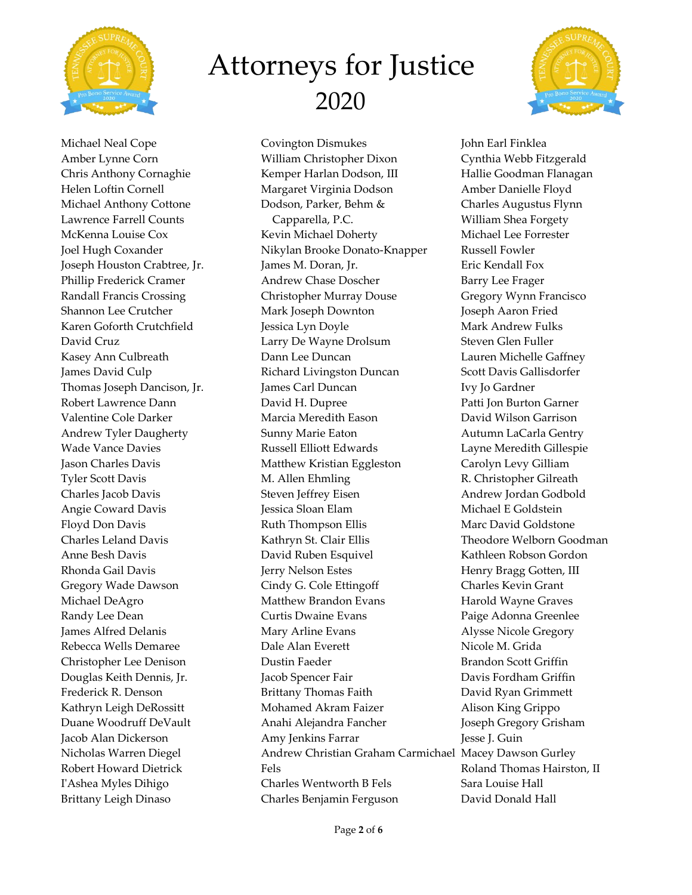# Attorneys for Justice
## 2020

Michael Neal Cope
Amber Lynne Corn
Chris Anthony Cornaghie
Helen Loftin Cornell
Michael Anthony Cottone
Lawrence Farrell Counts
McKenna Louise Cox
Joel Hugh Coxander
Joseph Houston Crabtree, Jr.
Phillip Frederick Cramer
Randall Francis Crossing
Shannon Lee Crutcher
Karen Goforth Crutchfield
David Cruz
Kasey Ann Culbreath
James David Culp
Thomas Joseph Dancison, Jr.
Robert Lawrence Dann
Valentine Cole Darker
Andrew Tyler Daugherty
Wade Vance Davies
Jason Charles Davis
Tyler Scott Davis
Charles Jacob Davis
Angie Coward Davis
Floyd Don Davis
Charles Leland Davis
Anne Besh Davis
Rhonda Gail Davis
Gregory Wade Dawson
Michael DeAgro
Randy Lee Dean
James Alfred Delanis
Rebecca Wells Demaree
Christopher Lee Denison
Douglas Keith Dennis, Jr.
Frederick R. Denson
Kathryn Leigh DeRossitt
Duane Woodruff DeVault
Jacob Alan Dickerson
Nicholas Warren Diegel
Robert Howard Dietrick
I'Ashea Myles Dihigo
Brittany Leigh Dinaso
Covington Dismukes
William Christopher Dixon
Kemper Harlan Dodson, III
Margaret Virginia Dodson
Dodson, Parker, Behm & Capparella, P.C.
Kevin Michael Doherty
Nikylan Brooke Donato-Knapper
James M. Doran, Jr.
Andrew Chase Doscher
Christopher Murray Douse
Mark Joseph Downton
Jessica Lyn Doyle
Larry De Wayne Drolsum
Dann Lee Duncan
Richard Livingston Duncan
James Carl Duncan
David H. Dupree
Marcia Meredith Eason
Sunny Marie Eaton
Russell Elliott Edwards
Matthew Kristian Eggleston
M. Allen Ehmling
Steven Jeffrey Eisen
Jessica Sloan Elam
Ruth Thompson Ellis
Kathryn St. Clair Ellis
David Ruben Esquivel
Jerry Nelson Estes
Cindy G. Cole Ettingoff
Matthew Brandon Evans
Curtis Dwaine Evans
Mary Arline Evans
Dale Alan Everett
Dustin Faeder
Jacob Spencer Fair
Brittany Thomas Faith
Mohamed Akram Faizer
Anahi Alejandra Fancher
Amy Jenkins Farrar
Andrew Christian Graham Carmichael Fels
Charles Wentworth B Fels
Charles Benjamin Ferguson
John Earl Finklea
Cynthia Webb Fitzgerald
Hallie Goodman Flanagan
Amber Danielle Floyd
Charles Augustus Flynn
William Shea Forgety
Michael Lee Forrester
Russell Fowler
Eric Kendall Fox
Barry Lee Frager
Gregory Wynn Francisco
Joseph Aaron Fried
Mark Andrew Fulks
Steven Glen Fuller
Lauren Michelle Gaffney
Scott Davis Gallisdorfer
Ivy Jo Gardner
Patti Jon Burton Garner
David Wilson Garrison
Autumn LaCarla Gentry
Layne Meredith Gillespie
Carolyn Levy Gilliam
R. Christopher Gilreath
Andrew Jordan Godbold
Michael E Goldstein
Marc David Goldstone
Theodore Welborn Goodman
Kathleen Robson Gordon
Henry Bragg Gotten, III
Charles Kevin Grant
Harold Wayne Graves
Paige Adonna Greenlee
Alysse Nicole Gregory
Nicole M. Grida
Brandon Scott Griffin
Davis Fordham Griffin
David Ryan Grimmett
Alison King Grippo
Joseph Gregory Grisham
Jesse J. Guin
Macey Dawson Gurley
Roland Thomas Hairston, II
Sara Louise Hall
David Donald Hall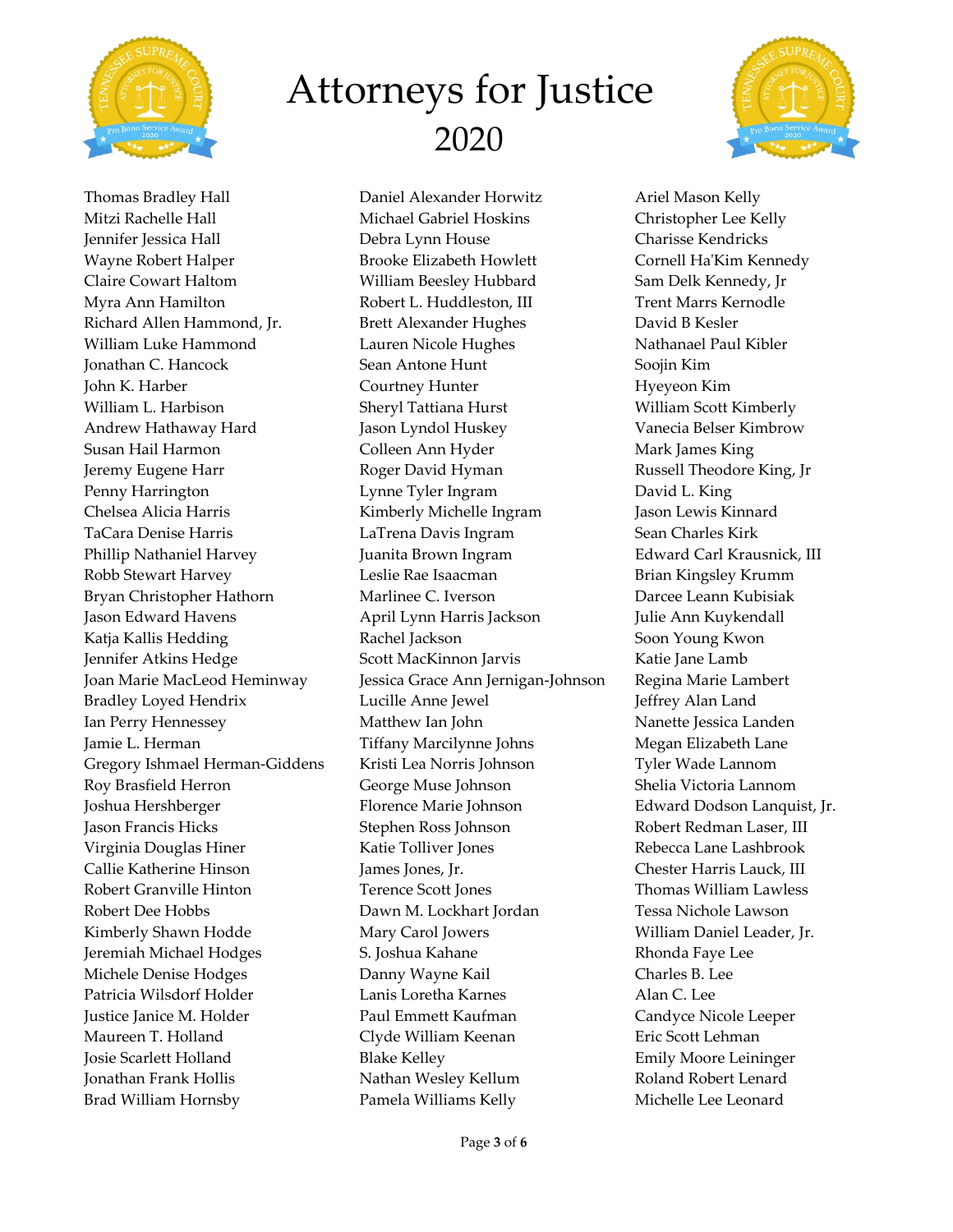# Attorneys for Justice
## 2020

Thomas Bradley Hall
Mitzi Rachelle Hall
Jennifer Jessica Hall
Wayne Robert Halper
Claire Cowart Haltom
Myra Ann Hamilton
Richard Allen Hammond, Jr.
William Luke Hammond
Jonathan C. Hancock
John K. Harber
William L. Harbison
Andrew Hathaway Hard
Susan Hail Harmon
Jeremy Eugene Harr
Penny Harrington
Chelsea Alicia Harris
TaCara Denise Harris
Phillip Nathaniel Harvey
Robb Stewart Harvey
Bryan Christopher Hathorn
Jason Edward Havens
Katja Kallis Hedding
Jennifer Atkins Hedge
Joan Marie MacLeod Heminway
Bradley Loyed Hendrix
Ian Perry Hennessey
Jamie L. Herman
Gregory Ishmael Herman-Giddens
Roy Brasfield Herron
Joshua Hershberger
Jason Francis Hicks
Virginia Douglas Hiner
Callie Katherine Hinson
Robert Granville Hinton
Robert Dee Hobbs
Kimberly Shawn Hodde
Jeremiah Michael Hodges
Michele Denise Hodges
Patricia Wilsdorf Holder
Justice Janice M. Holder
Maureen T. Holland
Josie Scarlett Holland
Jonathan Frank Hollis
Brad William Hornsby
Daniel Alexander Horwitz
Michael Gabriel Hoskins
Debra Lynn House
Brooke Elizabeth Howlett
William Beesley Hubbard
Robert L. Huddleston, III
Brett Alexander Hughes
Lauren Nicole Hughes
Sean Antone Hunt
Courtney Hunter
Sheryl Tattiana Hurst
Jason Lyndol Huskey
Colleen Ann Hyder
Roger David Hyman
Lynne Tyler Ingram
Kimberly Michelle Ingram
LaTrena Davis Ingram
Juanita Brown Ingram
Leslie Rae Isaacman
Marlinee C. Iverson
April Lynn Harris Jackson
Rachel Jackson
Scott MacKinnon Jarvis
Jessica Grace Ann Jernigan-Johnson
Lucille Anne Jewel
Matthew Ian John
Tiffany Marcilynne Johns
Kristi Lea Norris Johnson
George Muse Johnson
Florence Marie Johnson
Stephen Ross Johnson
Katie Tolliver Jones
James Jones, Jr.
Terence Scott Jones
Dawn M. Lockhart Jordan
Mary Carol Jowers
S. Joshua Kahane
Danny Wayne Kail
Lanis Loretha Karnes
Paul Emmett Kaufman
Clyde William Keenan
Blake Kelley
Nathan Wesley Kellum
Pamela Williams Kelly
Ariel Mason Kelly
Christopher Lee Kelly
Charisse Kendricks
Cornell Ha'Kim Kennedy
Sam Delk Kennedy, Jr
Trent Marrs Kernodle
David B Kesler
Nathanael Paul Kibler
Soojin Kim
Hyeyeon Kim
William Scott Kimberly
Vanecia Belser Kimbrow
Mark James King
Russell Theodore King, Jr
David L. King
Jason Lewis Kinnard
Sean Charles Kirk
Edward Carl Krausnick, III
Brian Kingsley Krumm
Darcee Leann Kubisiak
Julie Ann Kuykendall
Soon Young Kwon
Katie Jane Lamb
Regina Marie Lambert
Jeffrey Alan Land
Nanette Jessica Landen
Megan Elizabeth Lane
Tyler Wade Lannom
Shelia Victoria Lannom
Edward Dodson Lanquist, Jr.
Robert Redman Laser, III
Rebecca Lane Lashbrook
Chester Harris Lauck, III
Thomas William Lawless
Tessa Nichole Lawson
William Daniel Leader, Jr.
Rhonda Faye Lee
Charles B. Lee
Alan C. Lee
Candyce Nicole Leeper
Eric Scott Lehman
Emily Moore Leininger
Roland Robert Lenard
Michelle Lee Leonard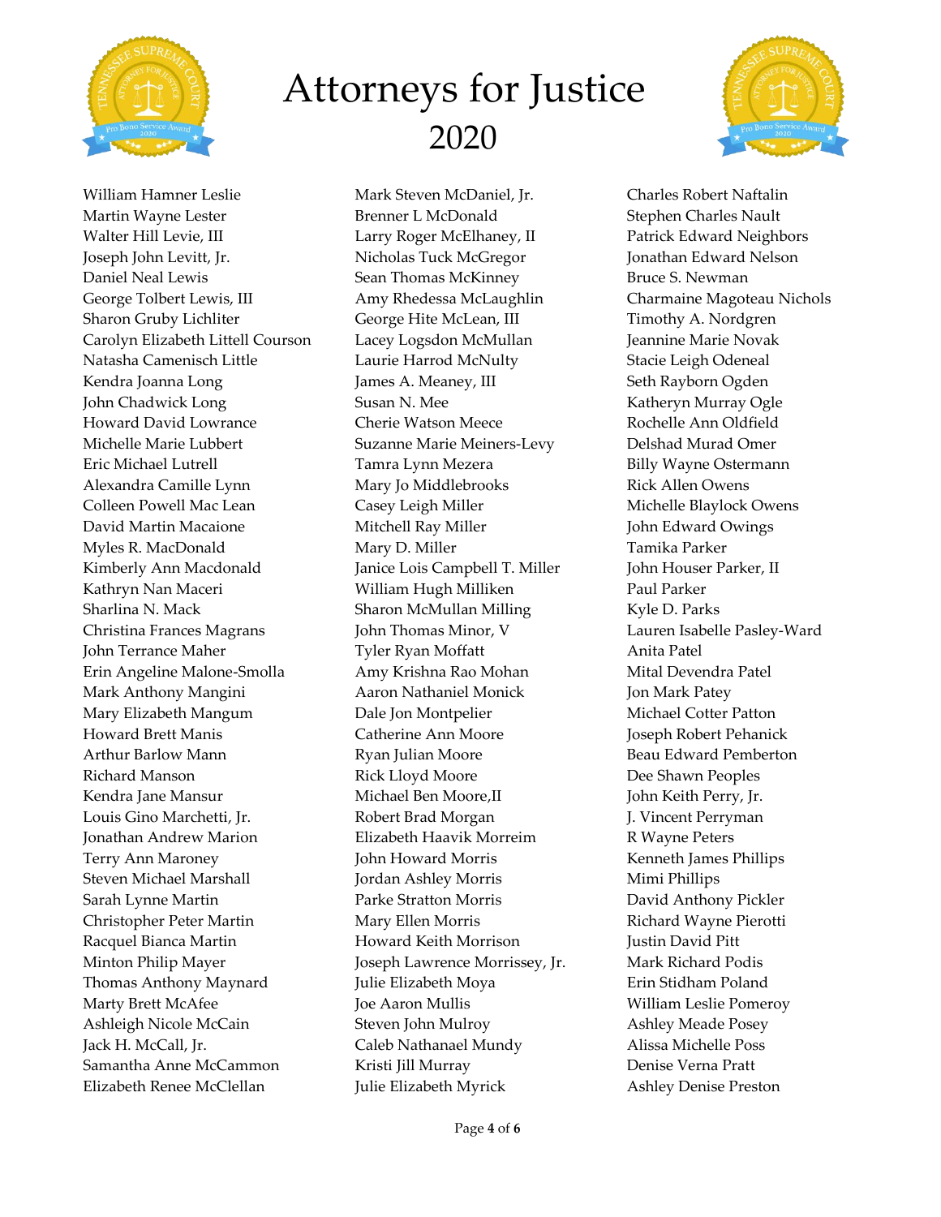# Attorneys for Justice
## 2020

William Hamner Leslie
Martin Wayne Lester
Walter Hill Levie, III
Joseph John Levitt, Jr.
Daniel Neal Lewis
George Tolbert Lewis, III
Sharon Gruby Lichliter
Carolyn Elizabeth Littell Courson
Natasha Camenisch Little
Kendra Joanna Long
John Chadwick Long
Howard David Lowrance
Michelle Marie Lubbert
Eric Michael Lutrell
Alexandra Camille Lynn
Colleen Powell Mac Lean
David Martin Macaione
Myles R. MacDonald
Kimberly Ann Macdonald
Kathryn Nan Maceri
Sharlina N. Mack
Christina Frances Magrans
John Terrance Maher
Erin Angeline Malone-Smolla
Mark Anthony Mangini
Mary Elizabeth Mangum
Howard Brett Manis
Arthur Barlow Mann
Richard Manson
Kendra Jane Mansur
Louis Gino Marchetti, Jr.
Jonathan Andrew Marion
Terry Ann Maroney
Steven Michael Marshall
Sarah Lynne Martin
Christopher Peter Martin
Racquel Bianca Martin
Minton Philip Mayer
Thomas Anthony Maynard
Marty Brett McAfee
Ashleigh Nicole McCain
Jack H. McCall, Jr.
Samantha Anne McCammon
Elizabeth Renee McClellan
Mark Steven McDaniel, Jr.
Brenner L McDonald
Larry Roger McElhaney, II
Nicholas Tuck McGregor
Sean Thomas McKinney
Amy Rhedessa McLaughlin
George Hite McLean, III
Lacey Logsdon McMullan
Laurie Harrod McNulty
James A. Meaney, III
Susan N. Mee
Cherie Watson Meece
Suzanne Marie Meiners-Levy
Tamra Lynn Mezera
Mary Jo Middlebrooks
Casey Leigh Miller
Mitchell Ray Miller
Mary D. Miller
Janice Lois Campbell T. Miller
William Hugh Milliken
Sharon McMullan Milling
John Thomas Minor, V
Tyler Ryan Moffatt
Amy Krishna Rao Mohan
Aaron Nathaniel Monick
Dale Jon Montpelier
Catherine Ann Moore
Ryan Julian Moore
Rick Lloyd Moore
Michael Ben Moore,II
Robert Brad Morgan
Elizabeth Haavik Morreim
John Howard Morris
Jordan Ashley Morris
Parke Stratton Morris
Mary Ellen Morris
Howard Keith Morrison
Joseph Lawrence Morrissey, Jr.
Julie Elizabeth Moya
Joe Aaron Mullis
Steven John Mulroy
Caleb Nathanael Mundy
Kristi Jill Murray
Julie Elizabeth Myrick
Charles Robert Naftalin
Stephen Charles Nault
Patrick Edward Neighbors
Jonathan Edward Nelson
Bruce S. Newman
Charmaine Magoteau Nichols
Timothy A. Nordgren
Jeannine Marie Novak
Stacie Leigh Odeneal
Seth Rayborn Ogden
Katheryn Murray Ogle
Rochelle Ann Oldfield
Delshad Murad Omer
Billy Wayne Ostermann
Rick Allen Owens
Michelle Blaylock Owens
John Edward Owings
Tamika Parker
John Houser Parker, II
Paul Parker
Kyle D. Parks
Lauren Isabelle Pasley-Ward
Anita Patel
Mital Devendra Patel
Jon Mark Patey
Michael Cotter Patton
Joseph Robert Pehanick
Beau Edward Pemberton
Dee Shawn Peoples
John Keith Perry, Jr.
J. Vincent Perryman
R Wayne Peters
Kenneth James Phillips
Mimi Phillips
David Anthony Pickler
Richard Wayne Pierotti
Justin David Pitt
Mark Richard Podis
Erin Stidham Poland
William Leslie Pomeroy
Ashley Meade Posey
Alissa Michelle Poss
Denise Verna Pratt
Ashley Denise Preston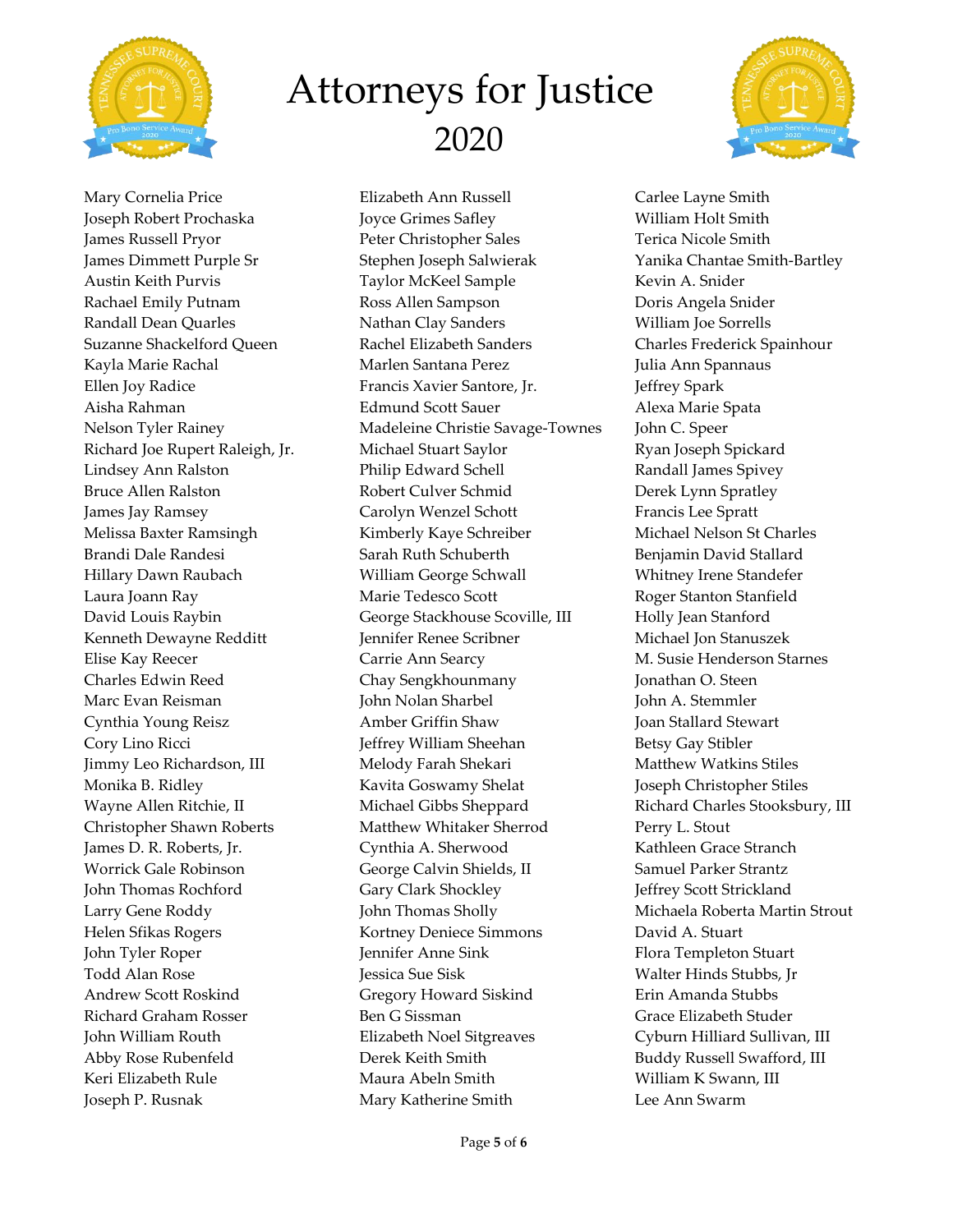# Attorneys for Justice
## 2020

Mary Cornelia Price
Joseph Robert Prochaska
James Russell Pryor
James Dimmett Purple Sr
Austin Keith Purvis
Rachael Emily Putnam
Randall Dean Quarles
Suzanne Shackelford Queen
Kayla Marie Rachal
Ellen Joy Radice
Aisha Rahman
Nelson Tyler Rainey
Richard Joe Rupert Raleigh, Jr.
Lindsey Ann Ralston
Bruce Allen Ralston
James Jay Ramsey
Melissa Baxter Ramsingh
Brandi Dale Randesi
Hillary Dawn Raubach
Laura Joann Ray
David Louis Raybin
Kenneth Dewayne Redditt
Elise Kay Reecer
Charles Edwin Reed
Marc Evan Reisman
Cynthia Young Reisz
Cory Lino Ricci
Jimmy Leo Richardson, III
Monika B. Ridley
Wayne Allen Ritchie, II
Christopher Shawn Roberts
James D. R. Roberts, Jr.
Worrick Gale Robinson
John Thomas Rochford
Larry Gene Roddy
Helen Sfikas Rogers
John Tyler Roper
Todd Alan Rose
Andrew Scott Roskind
Richard Graham Rosser
John William Routh
Abby Rose Rubenfeld
Keri Elizabeth Rule
Joseph P. Rusnak
Elizabeth Ann Russell
Joyce Grimes Safley
Peter Christopher Sales
Stephen Joseph Salwierak
Taylor McKeel Sample
Ross Allen Sampson
Nathan Clay Sanders
Rachel Elizabeth Sanders
Marlen Santana Perez
Francis Xavier Santore, Jr.
Edmund Scott Sauer
Madeleine Christie Savage-Townes
Michael Stuart Saylor
Philip Edward Schell
Robert Culver Schmid
Carolyn Wenzel Schott
Kimberly Kaye Schreiber
Sarah Ruth Schuberth
William George Schwall
Marie Tedesco Scott
George Stackhouse Scoville, III
Jennifer Renee Scribner
Carrie Ann Searcy
Chay Sengkhounmany
John Nolan Sharbel
Amber Griffin Shaw
Jeffrey William Sheehan
Melody Farah Shekari
Kavita Goswamy Shelat
Michael Gibbs Sheppard
Matthew Whitaker Sherrod
Cynthia A. Sherwood
George Calvin Shields, II
Gary Clark Shockley
John Thomas Sholly
Kortney Deniece Simmons
Jennifer Anne Sink
Jessica Sue Sisk
Gregory Howard Siskind
Ben G Sissman
Elizabeth Noel Sitgreaves
Derek Keith Smith
Maura Abeln Smith
Mary Katherine Smith
Carlee Layne Smith
William Holt Smith
Terica Nicole Smith
Yanika Chantae Smith-Bartley
Kevin A. Snider
Doris Angela Snider
William Joe Sorrells
Charles Frederick Spainhour
Julia Ann Spannaus
Jeffrey Spark
Alexa Marie Spata
John C. Speer
Ryan Joseph Spickard
Randall James Spivey
Derek Lynn Spratley
Francis Lee Spratt
Michael Nelson St Charles
Benjamin David Stallard
Whitney Irene Standefer
Roger Stanton Stanfield
Holly Jean Stanford
Michael Jon Stanuszek
M. Susie Henderson Starnes
Jonathan O. Steen
John A. Stemmler
Joan Stallard Stewart
Betsy Gay Stibler
Matthew Watkins Stiles
Joseph Christopher Stiles
Richard Charles Stooksbury, III
Perry L. Stout
Kathleen Grace Stranch
Samuel Parker Strantz
Jeffrey Scott Strickland
Michaela Roberta Martin Strout
David A. Stuart
Flora Templeton Stuart
Walter Hinds Stubbs, Jr
Erin Amanda Stubbs
Grace Elizabeth Studer
Cyburn Hilliard Sullivan, III
Buddy Russell Swafford, III
William K Swann, III
Lee Ann Swarm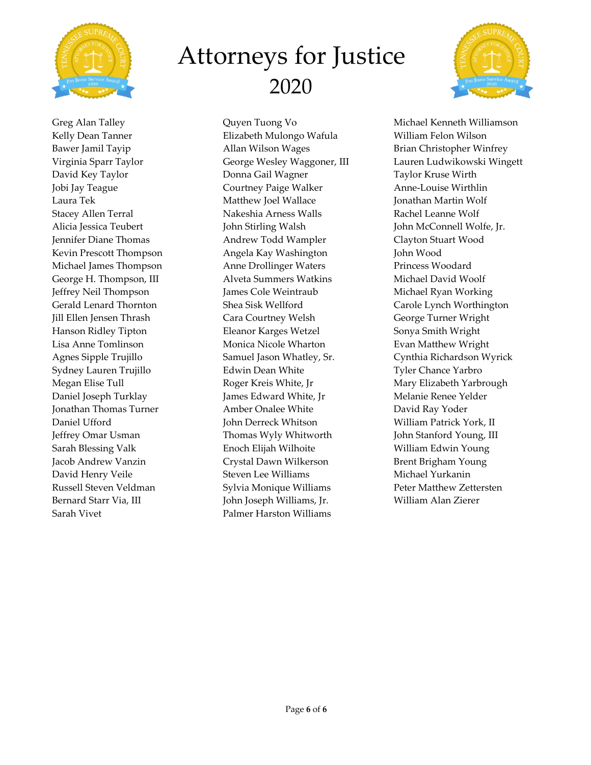# Attorneys for Justice
## 2020

Greg Alan Talley
Kelly Dean Tanner
Bawer Jamil Tayip
Virginia Sparr Taylor
David Key Taylor
Jobi Jay Teague
Laura Tek
Stacey Allen Terral
Alicia Jessica Teubert
Jennifer Diane Thomas
Kevin Prescott Thompson
Michael James Thompson
George H. Thompson, III
Jeffrey Neil Thompson
Gerald Lenard Thornton
Jill Ellen Jensen Thrash
Hanson Ridley Tipton
Lisa Anne Tomlinson
Agnes Sipple Trujillo
Sydney Lauren Trujillo
Megan Elise Tull
Daniel Joseph Turklay
Jonathan Thomas Turner
Daniel Ufford
Jeffrey Omar Usman
Sarah Blessing Valk
Jacob Andrew Vanzin
David Henry Veile
Russell Steven Veldman
Bernard Starr Via, III
Sarah Vivet
Quyen Tuong Vo
Elizabeth Mulongo Wafula
Allan Wilson Wages
George Wesley Waggoner, III
Donna Gail Wagner
Courtney Paige Walker
Matthew Joel Wallace
Nakeshia Arness Walls
John Stirling Walsh
Andrew Todd Wampler
Angela Kay Washington
Anne Drollinger Waters
Alveta Summers Watkins
James Cole Weintraub
Shea Sisk Wellford
Cara Courtney Welsh
Eleanor Karges Wetzel
Monica Nicole Wharton
Samuel Jason Whatley, Sr.
Edwin Dean White
Roger Kreis White, Jr
James Edward White, Jr
Amber Onalee White
John Derreck Whitson
Thomas Wyly Whitworth
Enoch Elijah Wilhoite
Crystal Dawn Wilkerson
Steven Lee Williams
Sylvia Monique Williams
John Joseph Williams, Jr.
Palmer Harston Williams
Michael Kenneth Williamson
William Felon Wilson
Brian Christopher Winfrey
Lauren Ludwikowski Wingett
Taylor Kruse Wirth
Anne-Louise Wirthlin
Jonathan Martin Wolf
Rachel Leanne Wolf
John McConnell Wolfe, Jr.
Clayton Stuart Wood
John Wood
Princess Woodard
Michael David Woolf
Michael Ryan Working
Carole Lynch Worthington
George Turner Wright
Sonya Smith Wright
Evan Matthew Wright
Cynthia Richardson Wyrick
Tyler Chance Yarbro
Mary Elizabeth Yarbrough
Melanie Renee Yelder
David Ray Yoder
William Patrick York, II
John Stanford Young, III
William Edwin Young
Brent Brigham Young
Michael Yurkanin
Peter Matthew Zettersten
William Alan Zierer